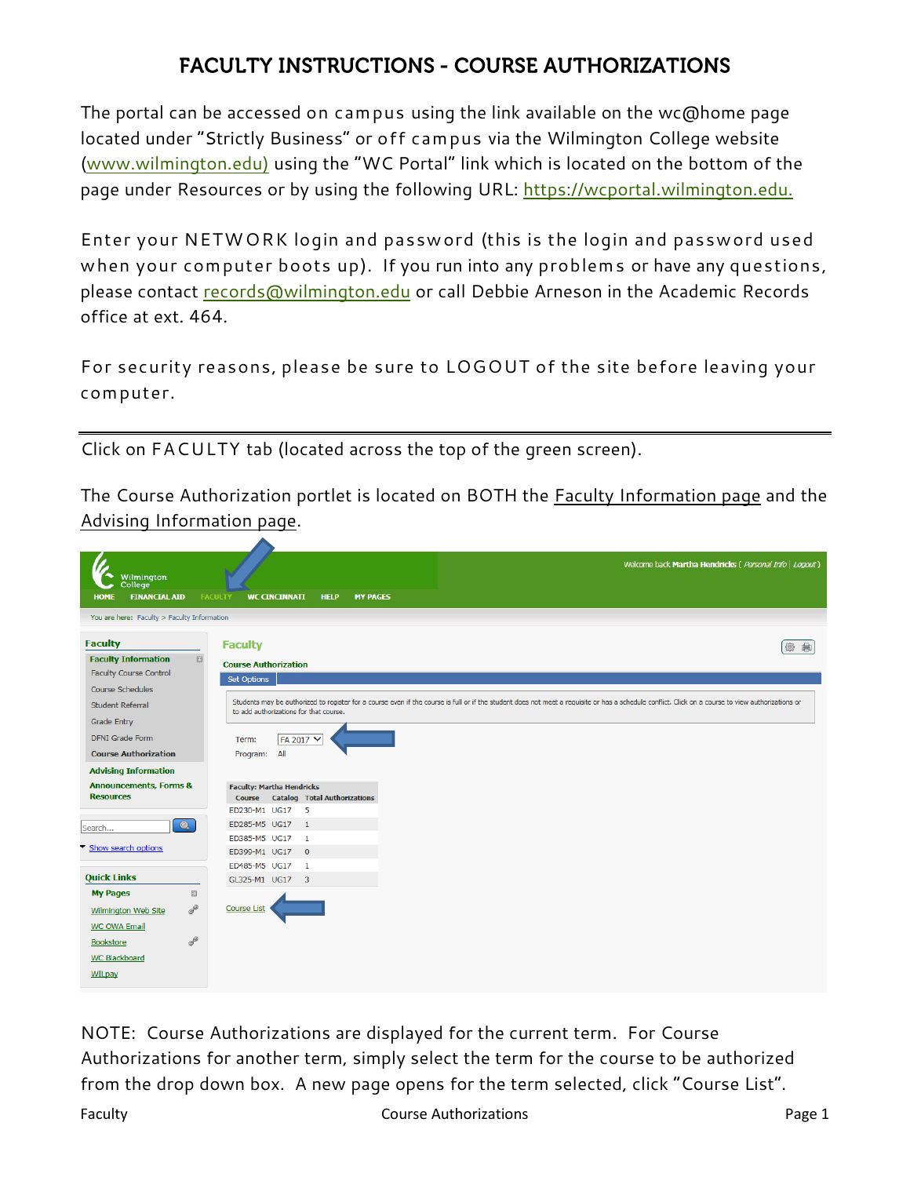# FACULTY INSTRUCTIONS - COURSE AUTHORIZATIONS

The portal can be accessed on campus using the link available on the wc@home page located under "Strictly Business" or off campus via the Wilmington College website (www.wilmington.edu) using the "WC Portal" link which is located on the bottom of the page under Resources or by using the following URL: https://wcportal.wilmington.edu.

Enter your NETWORK login and password (this is the login and password used when your computer boots up). If you run into any problems or have any questions, please contact records@wilmington.edu or call Debbie Arneson in the Academic Records office at ext. 464.

For security reasons, please be sure to LOGOUT of the site before leaving your computer.

---

Click on FACULTY tab (located across the top of the green screen).

The Course Authorization portlet is located on BOTH the Faculty Information page and the Advising Information page.

NOTE: Course Authorizations are displayed for the current term. For Course Authorizations for another term, simply select the term for the course to be authorized from the drop down box. A new page opens for the term selected, click "Course List".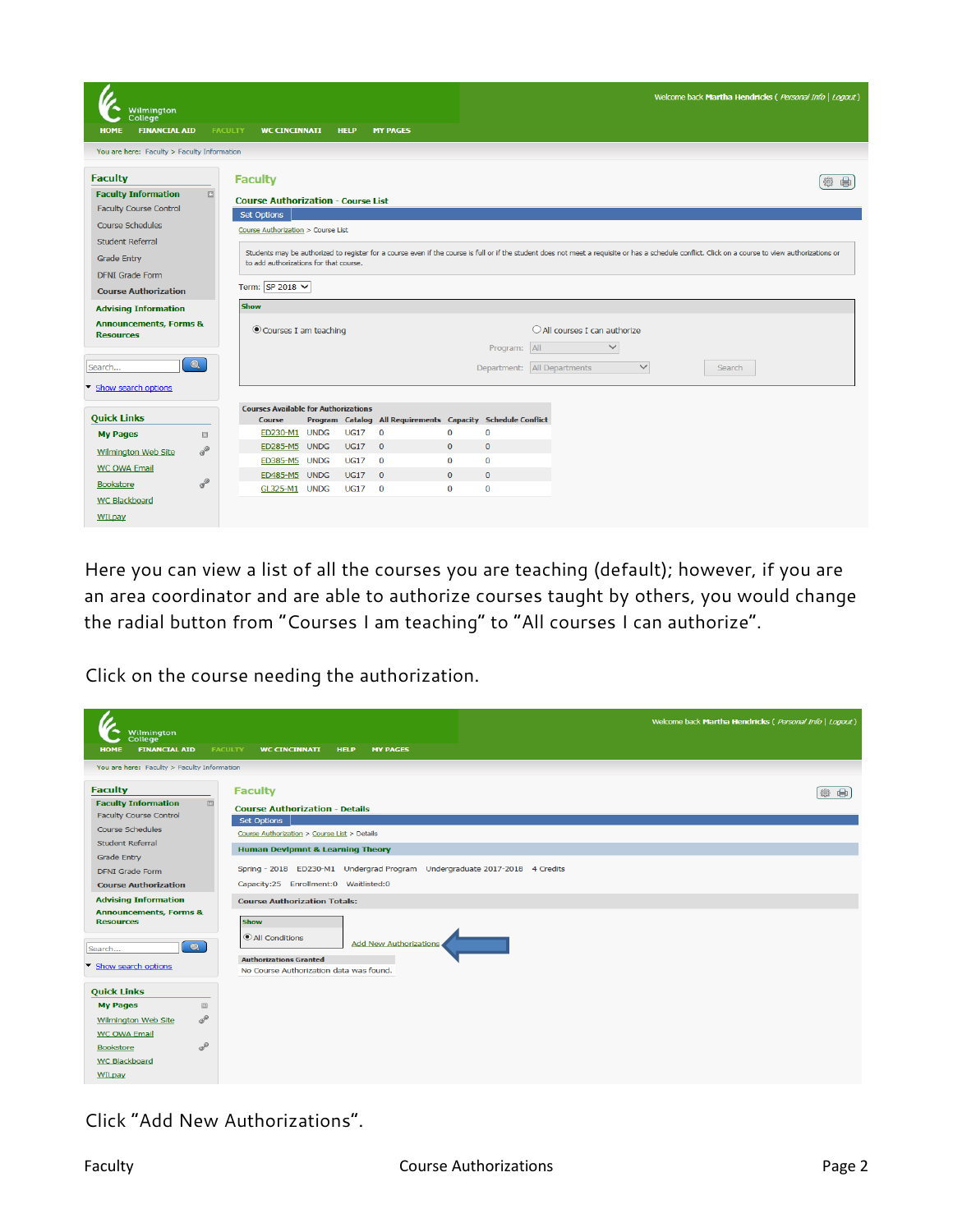Here you can view a list of all the courses you are teaching (default); however, if you are an area coordinator and are able to authorize courses taught by others, you would change the radial button from "Courses I am teaching" to "All courses I can authorize".

Click on the course needing the authorization.

Click "Add New Authorizations".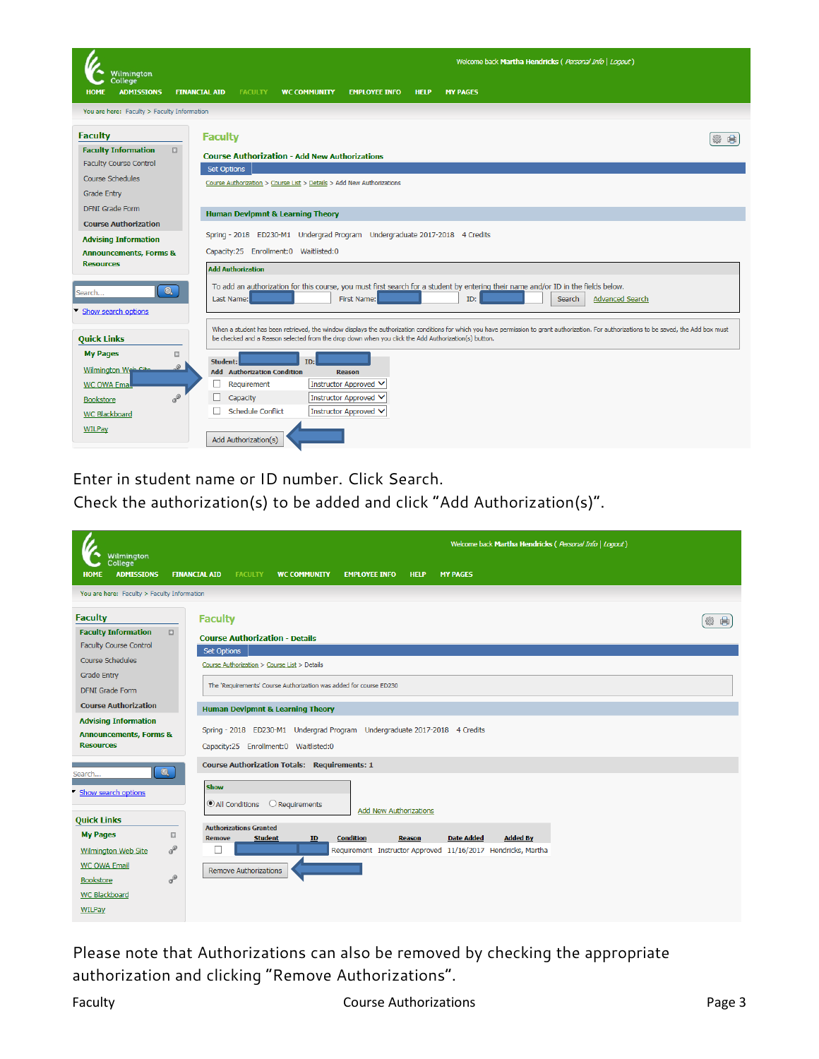Enter in student name or ID number. Click Search.
Check the authorization(s) to be added and click "Add Authorization(s)".

Please note that Authorizations can also be removed by checking the appropriate authorization and clicking "Remove Authorizations".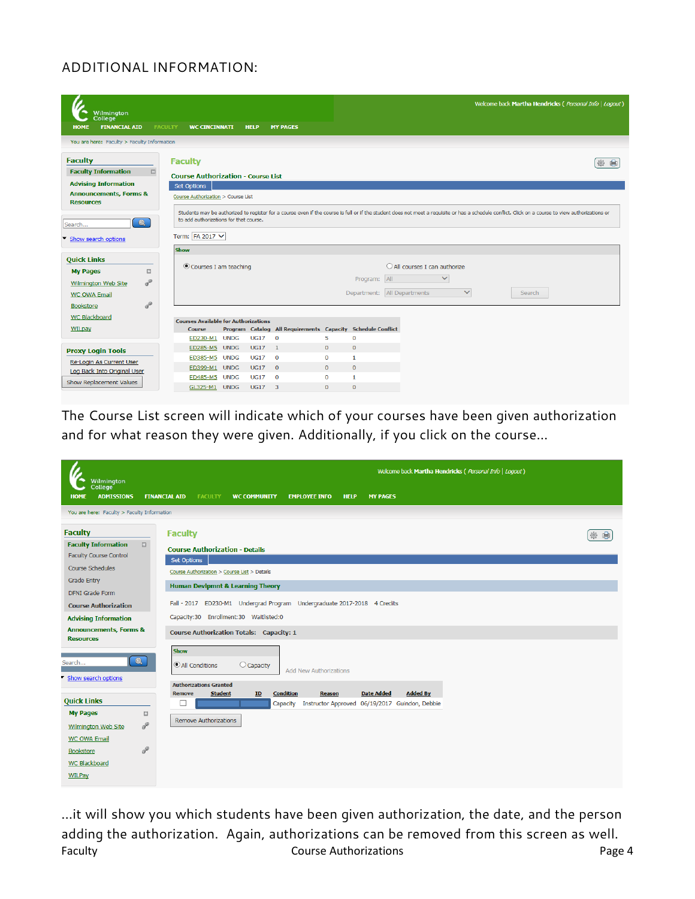ADDITIONAL INFORMATION:

Welcome back Martha Hendricks ( Personal Info | Logout )

HOME FINANCIAL AID FACULTY WC CINCINNATI HELP MY PAGES

You are here: Faculty > Faculty Information

**Faculty**

Course Authorization - Course List

Set Options

Course Authorization > Course List

Students may be authorized to register for a course even if the course is full or if the student does not meet a requisite or has a schedule conflict. Click on a course to view authorizations or to add authorizations for that course.

Term: FA 2017

Show

Courses I am teaching

All courses I can authorize

Program: All

Department: All Departments

Search

Courses Available for Authorizations

| Course | Program | Catalog | All Requirements | Capacity | Schedule Conflict |
|---|---|---|---|---|---|
| ED230-M1 | UNDG | UG17 | 0 | 5 | 0 |
| ED285-M5 | UNDG | UG17 | 1 | 0 | 0 |
| ED385-M5 | UNDG | UG17 | 0 | 0 | 1 |
| ED399-M1 | UNDG | UG17 | 0 | 0 | 0 |
| ED485-M5 | UNDG | UG17 | 0 | 0 | 1 |
| GL325-M1 | UNDG | UG17 | 3 | 0 | 0 |

The Course List screen will indicate which of your courses have been given authorization and for what reason they were given. Additionally, if you click on the course…

Welcome back Martha Hendricks ( Personal Info | Logout )

HOME ADMISSIONS FINANCIAL AID FACULTY WC COMMUNITY EMPLOYEE INFO HELP MY PAGES

You are here: Faculty > Faculty Information

**Faculty**

Course Authorization - Details

Set Options

Course Authorization > Course List > Details

Human Devlpmnt & Learning Theory

Fall - 2017 ED230-M1 Undergrad Program Undergraduate 2017-2018 4 Credits

Capacity:30 Enrollment:30 Waitlisted:0

Course Authorization Totals: Capacity: 1

Show

All Conditions

Capacity

Add New Authorizations

Authorizations Granted

| Remove | Student | ID | Condition | Reason | Date Added | Added By |
|---|---|---|---|---|---|---|
| ☐ | | | Capacity | Instructor Approved | 06/19/2017 | Guindon, Debbie |

Remove Authorizations

…it will show you which students have been given authorization, the date, and the person adding the authorization. Again, authorizations can be removed from this screen as well.